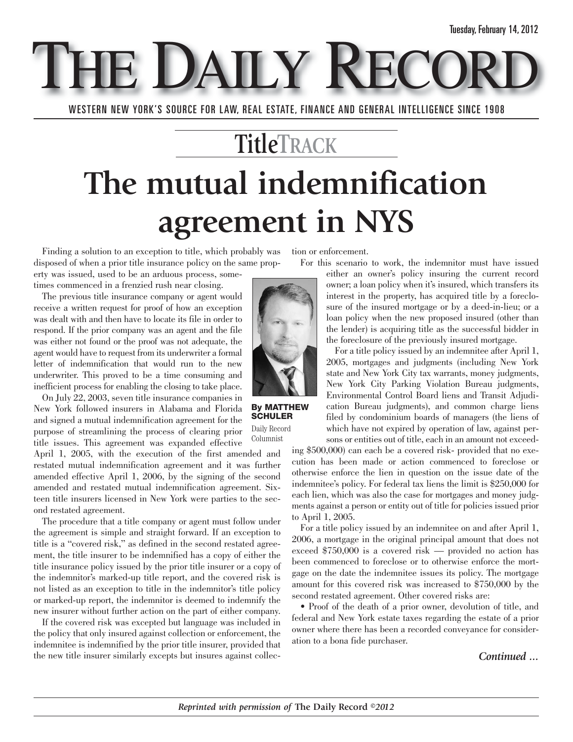# The mutual indemnification agreement in NYS

**TitleTRACK**

By MATTHEW SCHULER
Daily Record Columnist

Finding a solution to an exception to title, which probably was disposed of when a prior title insurance policy on the same property was issued, used to be an arduous process, sometimes commenced in a frenzied rush near closing.

The previous title insurance company or agent would receive a written request for proof of how an exception was dealt with and then have to locate its file in order to respond. If the prior company was an agent and the file was either not found or the proof was not adequate, the agent would have to request from its underwriter a formal letter of indemnification that would run to the new underwriter. This proved to be a time consuming and inefficient process for enabling the closing to take place.

On July 22, 2003, seven title insurance companies in New York followed insurers in Alabama and Florida and signed a mutual indemnification agreement for the purpose of streamlining the process of clearing prior title issues. This agreement was expanded effective April 1, 2005, with the execution of the first amended and restated mutual indemnification agreement and it was further amended effective April 1, 2006, by the signing of the second amended and restated mutual indemnification agreement. Sixteen title insurers licensed in New York were parties to the second restated agreement.

The procedure that a title company or agent must follow under the agreement is simple and straight forward. If an exception to title is a "covered risk," as defined in the second restated agreement, the title insurer to be indemnified has a copy of either the title insurance policy issued by the prior title insurer or a copy of the indemnitor's marked-up title report, and the covered risk is not listed as an exception to title in the indemnitor's title policy or marked-up report, the indemnitor is deemed to indemnify the new insurer without further action on the part of either company.

If the covered risk was excepted but language was included in the policy that only insured against collection or enforcement, the indemnitee is indemnified by the prior title insurer, provided that the new title insurer similarly excepts but insures against collection or enforcement.

For this scenario to work, the indemnitor must have issued either an owner's policy insuring the current record owner; a loan policy when it's insured, which transfers its interest in the property, has acquired title by a foreclosure of the insured mortgage or by a deed-in-lieu; or a loan policy when the new proposed insured (other than the lender) is acquiring title as the successful bidder in the foreclosure of the previously insured mortgage.

For a title policy issued by an indemnitee after April 1, 2005, mortgages and judgments (including New York state and New York City tax warrants, money judgments, New York City Parking Violation Bureau judgments, Environmental Control Board liens and Transit Adjudication Bureau judgments), and common charge liens filed by condominium boards of managers (the liens of which have not expired by operation of law, against persons or entities out of title, each in an amount not exceeding $500,000) can each be a covered risk- provided that no execution has been made or action commenced to foreclose or otherwise enforce the lien in question on the issue date of the indemnitee's policy. For federal tax liens the limit is $250,000 for each lien, which was also the case for mortgages and money judgments against a person or entity out of title for policies issued prior to April 1, 2005.

For a title policy issued by an indemnitee on and after April 1, 2006, a mortgage in the original principal amount that does not exceed $750,000 is a covered risk — provided no action has been commenced to foreclose or to otherwise enforce the mortgage on the date the indemnitee issues its policy. The mortgage amount for this covered risk was increased to $750,000 by the second restated agreement. Other covered risks are:

- Proof of the death of a prior owner, devolution of title, and federal and New York estate taxes regarding the estate of a prior owner where there has been a recorded conveyance for consideration to a bona fide purchaser.

*Continued ...*

*Reprinted with permission of* **The Daily Record** *©2012*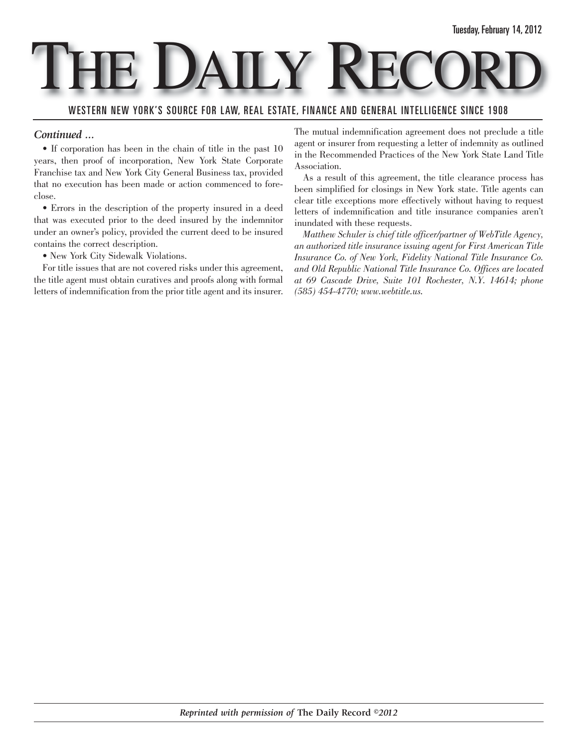*Continued ...*

- If corporation has been in the chain of title in the past 10 years, then proof of incorporation, New York State Corporate Franchise tax and New York City General Business tax, provided that no execution has been made or action commenced to foreclose.
- Errors in the description of the property insured in a deed that was executed prior to the deed insured by the indemnitor under an owner's policy, provided the current deed to be insured contains the correct description.
- New York City Sidewalk Violations.

For title issues that are not covered risks under this agreement, the title agent must obtain curatives and proofs along with formal letters of indemnification from the prior title agent and its insurer. The mutual indemnification agreement does not preclude a title agent or insurer from requesting a letter of indemnity as outlined in the Recommended Practices of the New York State Land Title Association.

As a result of this agreement, the title clearance process has been simplified for closings in New York state. Title agents can clear title exceptions more effectively without having to request letters of indemnification and title insurance companies aren't inundated with these requests.

*Matthew Schuler is chief title officer/partner of WebTitle Agency, an authorized title insurance issuing agent for First American Title Insurance Co. of New York, Fidelity National Title Insurance Co. and Old Republic National Title Insurance Co. Offices are located at 69 Cascade Drive, Suite 101 Rochester, N.Y. 14614; phone (585) 454-4770; www.webtitle.us.*

***Reprinted with permission of* The Daily Record *©2012***